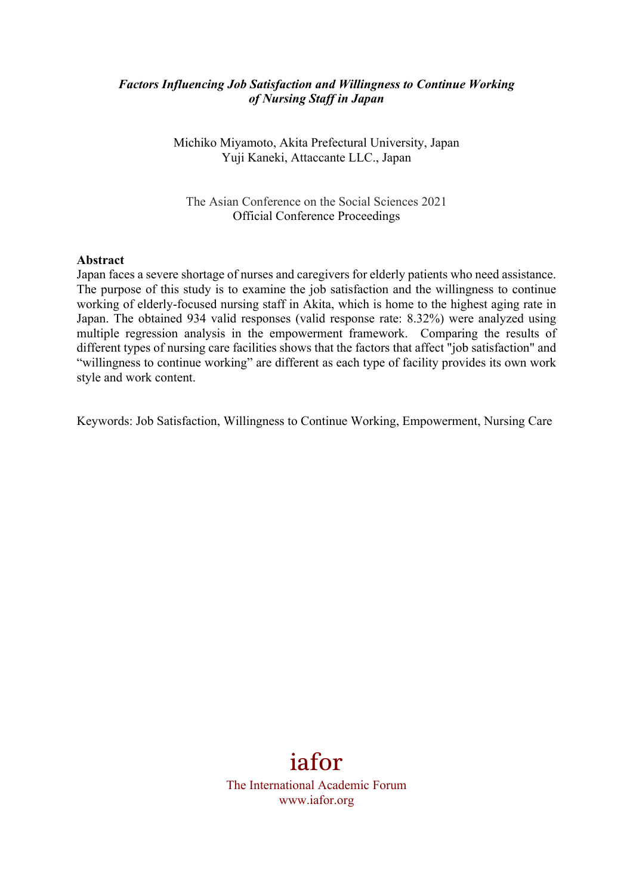***Factors Influencing Job Satisfaction and Willingness to Continue Working of Nursing Staff in Japan***

Michiko Miyamoto, Akita Prefectural University, Japan
Yuji Kaneki, Attaccante LLC., Japan

The Asian Conference on the Social Sciences 2021
Official Conference Proceedings

**Abstract**

Japan faces a severe shortage of nurses and caregivers for elderly patients who need assistance. The purpose of this study is to examine the job satisfaction and the willingness to continue working of elderly-focused nursing staff in Akita, which is home to the highest aging rate in Japan. The obtained 934 valid responses (valid response rate: 8.32%) were analyzed using multiple regression analysis in the empowerment framework. Comparing the results of different types of nursing care facilities shows that the factors that affect "job satisfaction" and "willingness to continue working" are different as each type of facility provides its own work style and work content.

Keywords: Job Satisfaction, Willingness to Continue Working, Empowerment, Nursing Care

iafor
The International Academic Forum
www.iafor.org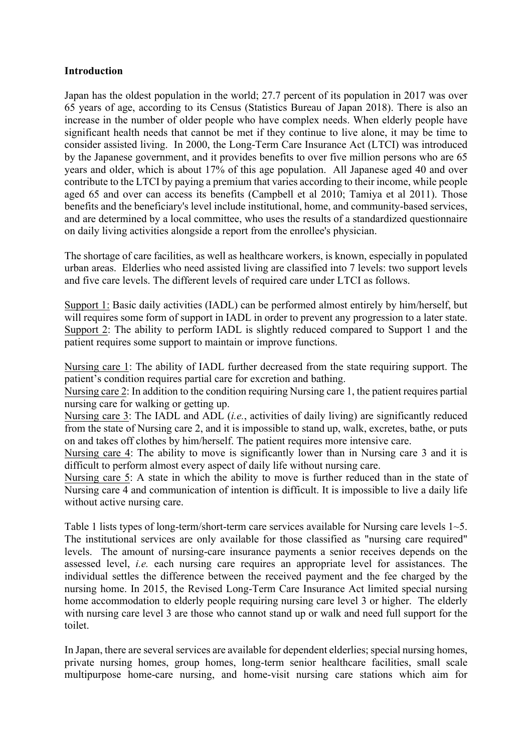**Introduction**

Japan has the oldest population in the world; 27.7 percent of its population in 2017 was over 65 years of age, according to its Census (Statistics Bureau of Japan 2018). There is also an increase in the number of older people who have complex needs. When elderly people have significant health needs that cannot be met if they continue to live alone, it may be time to consider assisted living. In 2000, the Long-Term Care Insurance Act (LTCI) was introduced by the Japanese government, and it provides benefits to over five million persons who are 65 years and older, which is about 17% of this age population. All Japanese aged 40 and over contribute to the LTCI by paying a premium that varies according to their income, while people aged 65 and over can access its benefits (Campbell et al 2010; Tamiya et al 2011). Those benefits and the beneficiary's level include institutional, home, and community-based services, and are determined by a local committee, who uses the results of a standardized questionnaire on daily living activities alongside a report from the enrollee's physician.

The shortage of care facilities, as well as healthcare workers, is known, especially in populated urban areas. Elderlies who need assisted living are classified into 7 levels: two support levels and five care levels. The different levels of required care under LTCI as follows.

Support 1: Basic daily activities (IADL) can be performed almost entirely by him/herself, but will requires some form of support in IADL in order to prevent any progression to a later state.
Support 2: The ability to perform IADL is slightly reduced compared to Support 1 and the patient requires some support to maintain or improve functions.

Nursing care 1: The ability of IADL further decreased from the state requiring support. The patient's condition requires partial care for excretion and bathing.
Nursing care 2: In addition to the condition requiring Nursing care 1, the patient requires partial nursing care for walking or getting up.
Nursing care 3: The IADL and ADL (*i.e.*, activities of daily living) are significantly reduced from the state of Nursing care 2, and it is impossible to stand up, walk, excretes, bathe, or puts on and takes off clothes by him/herself. The patient requires more intensive care.
Nursing care 4: The ability to move is significantly lower than in Nursing care 3 and it is difficult to perform almost every aspect of daily life without nursing care.
Nursing care 5: A state in which the ability to move is further reduced than in the state of Nursing care 4 and communication of intention is difficult. It is impossible to live a daily life without active nursing care.

Table 1 lists types of long-term/short-term care services available for Nursing care levels 1~5. The institutional services are only available for those classified as "nursing care required" levels. The amount of nursing-care insurance payments a senior receives depends on the assessed level, *i.e.* each nursing care requires an appropriate level for assistances. The individual settles the difference between the received payment and the fee charged by the nursing home. In 2015, the Revised Long-Term Care Insurance Act limited special nursing home accommodation to elderly people requiring nursing care level 3 or higher. The elderly with nursing care level 3 are those who cannot stand up or walk and need full support for the toilet.

In Japan, there are several services are available for dependent elderlies; special nursing homes, private nursing homes, group homes, long-term senior healthcare facilities, small scale multipurpose home-care nursing, and home-visit nursing care stations which aim for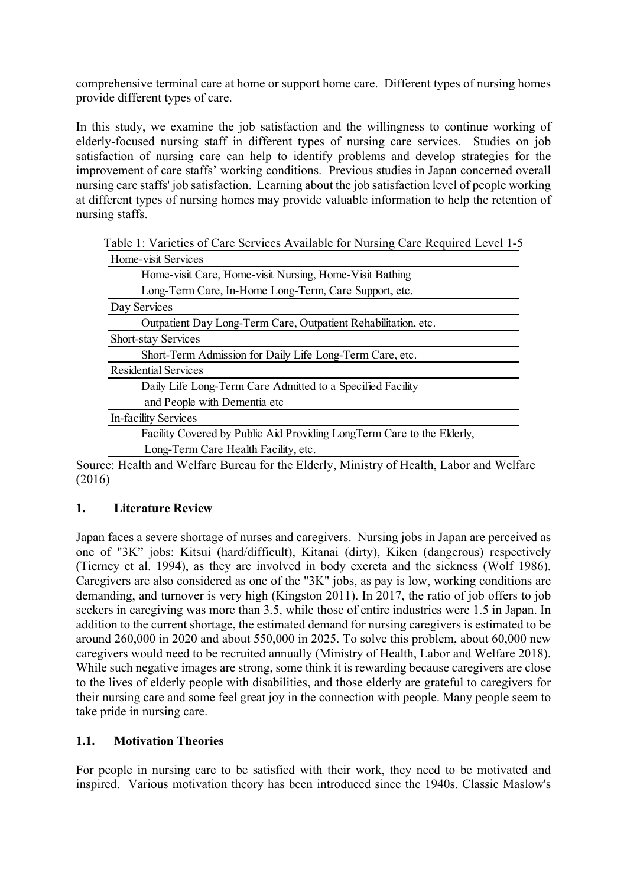comprehensive terminal care at home or support home care. Different types of nursing homes provide different types of care.

In this study, we examine the job satisfaction and the willingness to continue working of elderly-focused nursing staff in different types of nursing care services. Studies on job satisfaction of nursing care can help to identify problems and develop strategies for the improvement of care staffs' working conditions. Previous studies in Japan concerned overall nursing care staffs' job satisfaction. Learning about the job satisfaction level of people working at different types of nursing homes may provide valuable information to help the retention of nursing staffs.

Table 1: Varieties of Care Services Available for Nursing Care Required Level 1-5

| Home-visit Services |
|---|
| Home-visit Care, Home-visit Nursing, Home-Visit Bathing<br>Long-Term Care, In-Home Long-Term, Care Support, etc. |
| Day Services |
| Outpatient Day Long-Term Care, Outpatient Rehabilitation, etc. |
| Short-stay Services |
| Short-Term Admission for Daily Life Long-Term Care, etc. |
| Residential Services |
| Daily Life Long-Term Care Admitted to a Specified Facility<br>and People with Dementia etc |
| In-facility Services |
| Facility Covered by Public Aid Providing LongTerm Care to the Elderly,<br>Long-Term Care Health Facility, etc. |

Source: Health and Welfare Bureau for the Elderly, Ministry of Health, Labor and Welfare (2016)

## 1. Literature Review

Japan faces a severe shortage of nurses and caregivers. Nursing jobs in Japan are perceived as one of "3K" jobs: Kitsui (hard/difficult), Kitanai (dirty), Kiken (dangerous) respectively (Tierney et al. 1994), as they are involved in body excreta and the sickness (Wolf 1986). Caregivers are also considered as one of the "3K" jobs, as pay is low, working conditions are demanding, and turnover is very high (Kingston 2011). In 2017, the ratio of job offers to job seekers in caregiving was more than 3.5, while those of entire industries were 1.5 in Japan. In addition to the current shortage, the estimated demand for nursing caregivers is estimated to be around 260,000 in 2020 and about 550,000 in 2025. To solve this problem, about 60,000 new caregivers would need to be recruited annually (Ministry of Health, Labor and Welfare 2018). While such negative images are strong, some think it is rewarding because caregivers are close to the lives of elderly people with disabilities, and those elderly are grateful to caregivers for their nursing care and some feel great joy in the connection with people. Many people seem to take pride in nursing care.

### 1.1. Motivation Theories

For people in nursing care to be satisfied with their work, they need to be motivated and inspired. Various motivation theory has been introduced since the 1940s. Classic Maslow's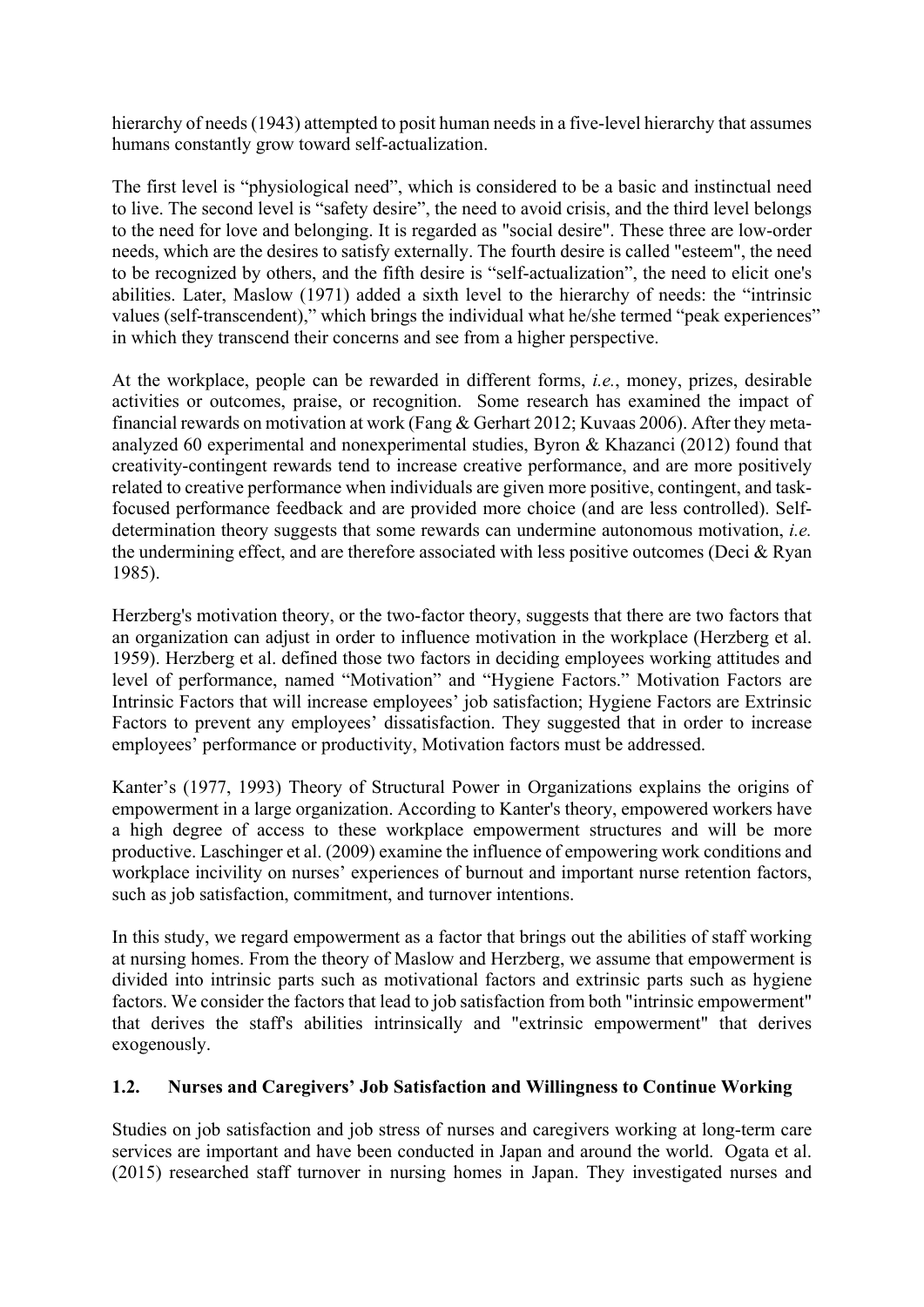hierarchy of needs (1943) attempted to posit human needs in a five-level hierarchy that assumes humans constantly grow toward self-actualization.

The first level is "physiological need", which is considered to be a basic and instinctual need to live. The second level is "safety desire", the need to avoid crisis, and the third level belongs to the need for love and belonging. It is regarded as "social desire". These three are low-order needs, which are the desires to satisfy externally. The fourth desire is called "esteem", the need to be recognized by others, and the fifth desire is "self-actualization", the need to elicit one's abilities. Later, Maslow (1971) added a sixth level to the hierarchy of needs: the "intrinsic values (self-transcendent)," which brings the individual what he/she termed "peak experiences" in which they transcend their concerns and see from a higher perspective.

At the workplace, people can be rewarded in different forms, *i.e.*, money, prizes, desirable activities or outcomes, praise, or recognition. Some research has examined the impact of financial rewards on motivation at work (Fang & Gerhart 2012; Kuvaas 2006). After they meta-analyzed 60 experimental and nonexperimental studies, Byron & Khazanci (2012) found that creativity-contingent rewards tend to increase creative performance, and are more positively related to creative performance when individuals are given more positive, contingent, and task-focused performance feedback and are provided more choice (and are less controlled). Self-determination theory suggests that some rewards can undermine autonomous motivation, *i.e.* the undermining effect, and are therefore associated with less positive outcomes (Deci & Ryan 1985).

Herzberg's motivation theory, or the two-factor theory, suggests that there are two factors that an organization can adjust in order to influence motivation in the workplace (Herzberg et al. 1959). Herzberg et al. defined those two factors in deciding employees working attitudes and level of performance, named "Motivation" and "Hygiene Factors." Motivation Factors are Intrinsic Factors that will increase employees' job satisfaction; Hygiene Factors are Extrinsic Factors to prevent any employees' dissatisfaction. They suggested that in order to increase employees' performance or productivity, Motivation factors must be addressed.

Kanter's (1977, 1993) Theory of Structural Power in Organizations explains the origins of empowerment in a large organization. According to Kanter's theory, empowered workers have a high degree of access to these workplace empowerment structures and will be more productive. Laschinger et al. (2009) examine the influence of empowering work conditions and workplace incivility on nurses' experiences of burnout and important nurse retention factors, such as job satisfaction, commitment, and turnover intentions.

In this study, we regard empowerment as a factor that brings out the abilities of staff working at nursing homes. From the theory of Maslow and Herzberg, we assume that empowerment is divided into intrinsic parts such as motivational factors and extrinsic parts such as hygiene factors. We consider the factors that lead to job satisfaction from both "intrinsic empowerment" that derives the staff's abilities intrinsically and "extrinsic empowerment" that derives exogenously.

### 1.2. Nurses and Caregivers' Job Satisfaction and Willingness to Continue Working

Studies on job satisfaction and job stress of nurses and caregivers working at long-term care services are important and have been conducted in Japan and around the world. Ogata et al. (2015) researched staff turnover in nursing homes in Japan. They investigated nurses and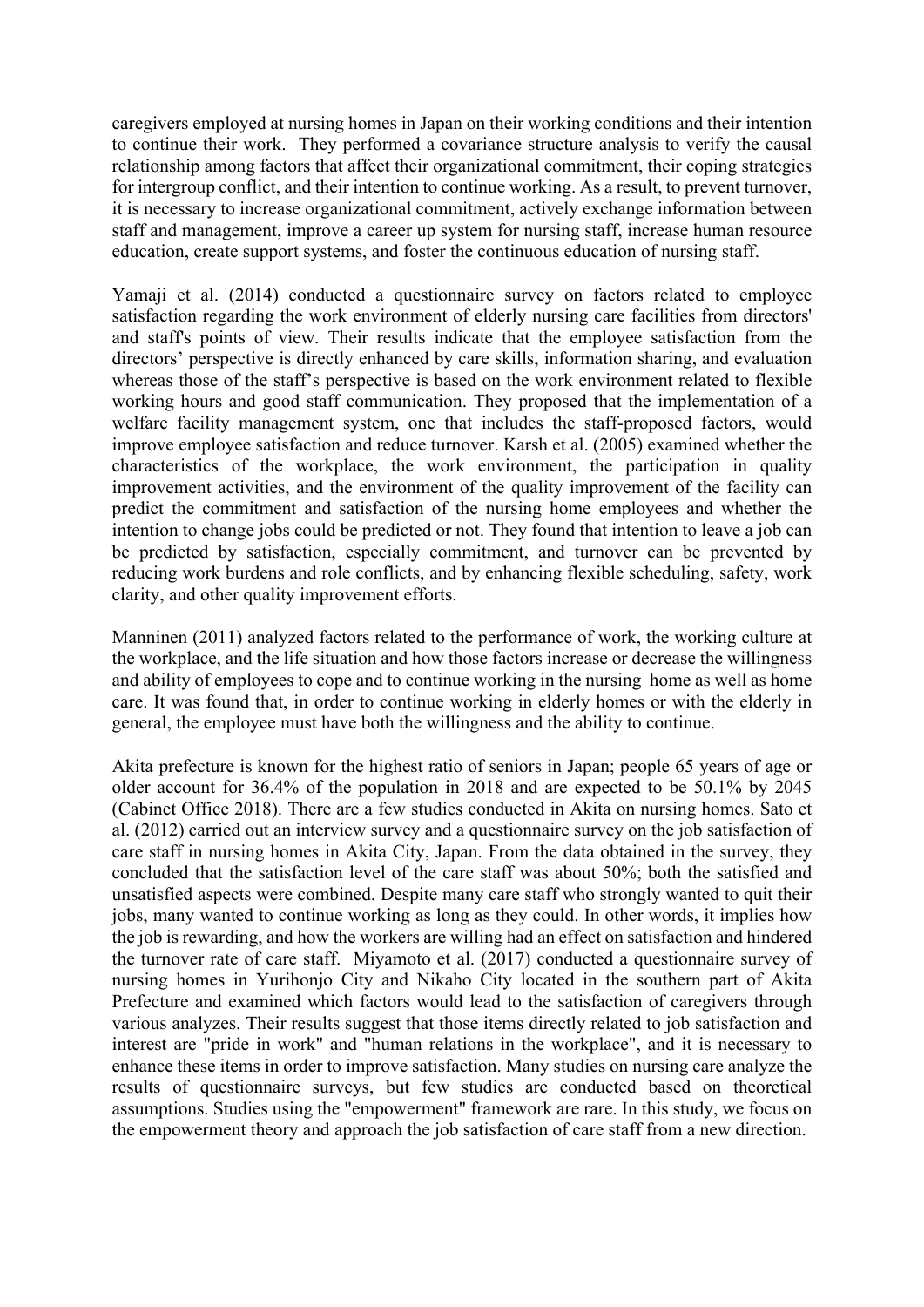caregivers employed at nursing homes in Japan on their working conditions and their intention to continue their work. They performed a covariance structure analysis to verify the causal relationship among factors that affect their organizational commitment, their coping strategies for intergroup conflict, and their intention to continue working. As a result, to prevent turnover, it is necessary to increase organizational commitment, actively exchange information between staff and management, improve a career up system for nursing staff, increase human resource education, create support systems, and foster the continuous education of nursing staff.

Yamaji et al. (2014) conducted a questionnaire survey on factors related to employee satisfaction regarding the work environment of elderly nursing care facilities from directors' and staff's points of view. Their results indicate that the employee satisfaction from the directors' perspective is directly enhanced by care skills, information sharing, and evaluation whereas those of the staff's perspective is based on the work environment related to flexible working hours and good staff communication. They proposed that the implementation of a welfare facility management system, one that includes the staff-proposed factors, would improve employee satisfaction and reduce turnover. Karsh et al. (2005) examined whether the characteristics of the workplace, the work environment, the participation in quality improvement activities, and the environment of the quality improvement of the facility can predict the commitment and satisfaction of the nursing home employees and whether the intention to change jobs could be predicted or not. They found that intention to leave a job can be predicted by satisfaction, especially commitment, and turnover can be prevented by reducing work burdens and role conflicts, and by enhancing flexible scheduling, safety, work clarity, and other quality improvement efforts.

Manninen (2011) analyzed factors related to the performance of work, the working culture at the workplace, and the life situation and how those factors increase or decrease the willingness and ability of employees to cope and to continue working in the nursing home as well as home care. It was found that, in order to continue working in elderly homes or with the elderly in general, the employee must have both the willingness and the ability to continue.

Akita prefecture is known for the highest ratio of seniors in Japan; people 65 years of age or older account for 36.4% of the population in 2018 and are expected to be 50.1% by 2045 (Cabinet Office 2018). There are a few studies conducted in Akita on nursing homes. Sato et al. (2012) carried out an interview survey and a questionnaire survey on the job satisfaction of care staff in nursing homes in Akita City, Japan. From the data obtained in the survey, they concluded that the satisfaction level of the care staff was about 50%; both the satisfied and unsatisfied aspects were combined. Despite many care staff who strongly wanted to quit their jobs, many wanted to continue working as long as they could. In other words, it implies how the job is rewarding, and how the workers are willing had an effect on satisfaction and hindered the turnover rate of care staff. Miyamoto et al. (2017) conducted a questionnaire survey of nursing homes in Yurihonjo City and Nikaho City located in the southern part of Akita Prefecture and examined which factors would lead to the satisfaction of caregivers through various analyzes. Their results suggest that those items directly related to job satisfaction and interest are "pride in work" and "human relations in the workplace", and it is necessary to enhance these items in order to improve satisfaction. Many studies on nursing care analyze the results of questionnaire surveys, but few studies are conducted based on theoretical assumptions. Studies using the "empowerment" framework are rare. In this study, we focus on the empowerment theory and approach the job satisfaction of care staff from a new direction.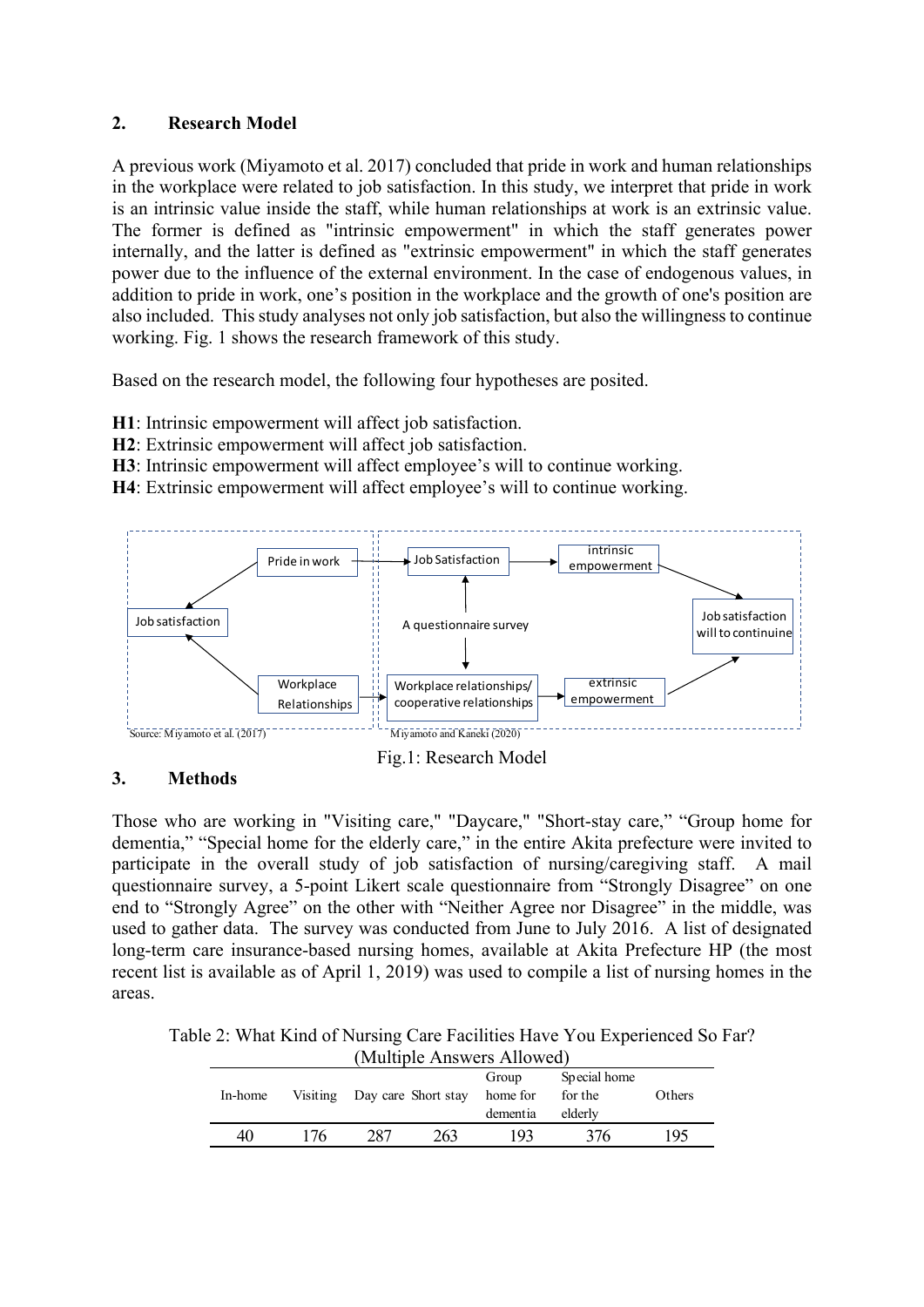## 2. Research Model

A previous work (Miyamoto et al. 2017) concluded that pride in work and human relationships in the workplace were related to job satisfaction. In this study, we interpret that pride in work is an intrinsic value inside the staff, while human relationships at work is an extrinsic value. The former is defined as "intrinsic empowerment" in which the staff generates power internally, and the latter is defined as "extrinsic empowerment" in which the staff generates power due to the influence of the external environment. In the case of endogenous values, in addition to pride in work, one's position in the workplace and the growth of one's position are also included. This study analyses not only job satisfaction, but also the willingness to continue working. Fig. 1 shows the research framework of this study.

Based on the research model, the following four hypotheses are posited.

**H1**: Intrinsic empowerment will affect job satisfaction.
**H2**: Extrinsic empowerment will affect job satisfaction.
**H3**: Intrinsic empowerment will affect employee's will to continue working.
**H4**: Extrinsic empowerment will affect employee's will to continue working.

Fig.1: Research Model

## 3. Methods

Those who are working in "Visiting care," "Daycare," "Short-stay care," "Group home for dementia," "Special home for the elderly care," in the entire Akita prefecture were invited to participate in the overall study of job satisfaction of nursing/caregiving staff. A mail questionnaire survey, a 5-point Likert scale questionnaire from "Strongly Disagree" on one end to "Strongly Agree" on the other with "Neither Agree nor Disagree" in the middle, was used to gather data. The survey was conducted from June to July 2016. A list of designated long-term care insurance-based nursing homes, available at Akita Prefecture HP (the most recent list is available as of April 1, 2019) was used to compile a list of nursing homes in the areas.

Table 2: What Kind of Nursing Care Facilities Have You Experienced So Far? (Multiple Answers Allowed)

| In-home | Visiting | Day care | Short stay | Group home for dementia | Special home for the elderly | Others |
|---|---|---|---|---|---|---|
| 40 | 176 | 287 | 263 | 193 | 376 | 195 |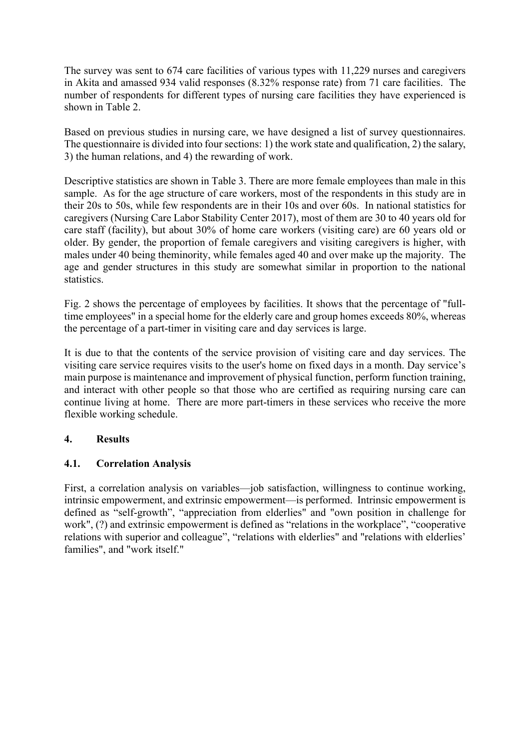The survey was sent to 674 care facilities of various types with 11,229 nurses and caregivers in Akita and amassed 934 valid responses (8.32% response rate) from 71 care facilities. The number of respondents for different types of nursing care facilities they have experienced is shown in Table 2.

Based on previous studies in nursing care, we have designed a list of survey questionnaires. The questionnaire is divided into four sections: 1) the work state and qualification, 2) the salary, 3) the human relations, and 4) the rewarding of work.

Descriptive statistics are shown in Table 3. There are more female employees than male in this sample. As for the age structure of care workers, most of the respondents in this study are in their 20s to 50s, while few respondents are in their 10s and over 60s. In national statistics for caregivers (Nursing Care Labor Stability Center 2017), most of them are 30 to 40 years old for care staff (facility), but about 30% of home care workers (visiting care) are 60 years old or older. By gender, the proportion of female caregivers and visiting caregivers is higher, with males under 40 being theminority, while females aged 40 and over make up the majority. The age and gender structures in this study are somewhat similar in proportion to the national statistics.

Fig. 2 shows the percentage of employees by facilities. It shows that the percentage of "full-time employees" in a special home for the elderly care and group homes exceeds 80%, whereas the percentage of a part-timer in visiting care and day services is large.

It is due to that the contents of the service provision of visiting care and day services. The visiting care service requires visits to the user's home on fixed days in a month. Day service's main purpose is maintenance and improvement of physical function, perform function training, and interact with other people so that those who are certified as requiring nursing care can continue living at home. There are more part-timers in these services who receive the more flexible working schedule.

## 4. Results

### 4.1. Correlation Analysis

First, a correlation analysis on variables—job satisfaction, willingness to continue working, intrinsic empowerment, and extrinsic empowerment—is performed. Intrinsic empowerment is defined as “self-growth”, “appreciation from elderlies" and "own position in challenge for work", (?) and extrinsic empowerment is defined as “relations in the workplace”, “cooperative relations with superior and colleague”, “relations with elderlies" and "relations with elderlies' families", and "work itself."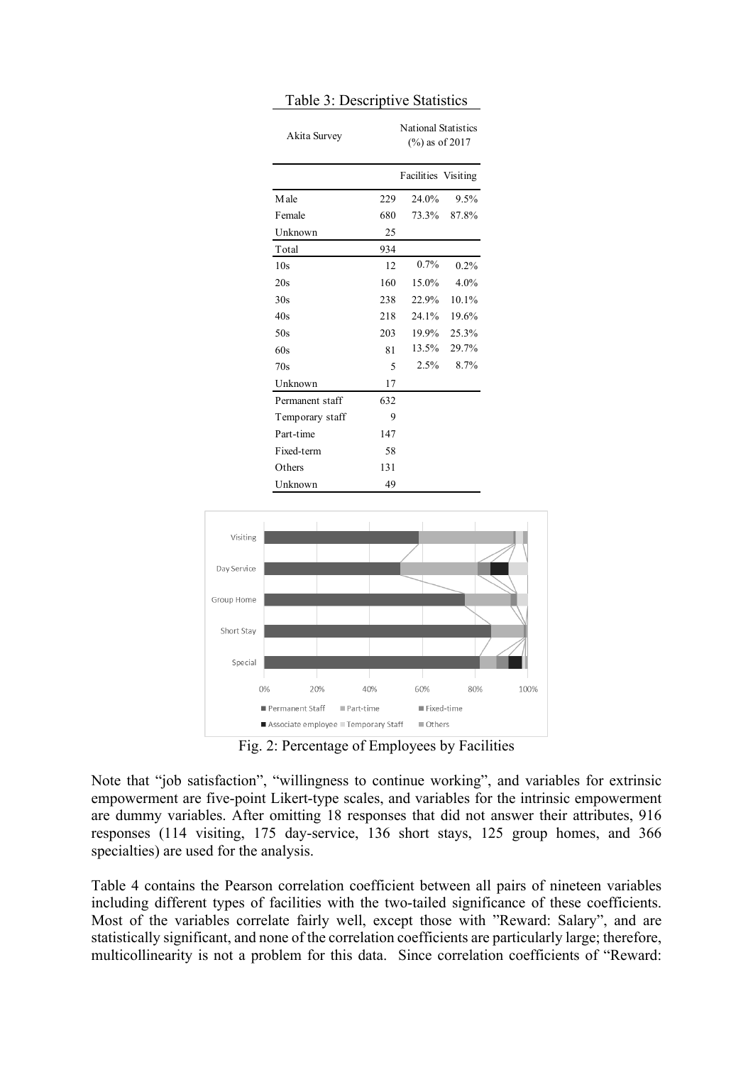Table 3: Descriptive Statistics

| Akita Survey | | National Statistics (%) as of 2017 | |
|---|---|---|---|
| | | Facilities | Visiting |
| Male | 229 | 24.0% | 9.5% |
| Female | 680 | 73.3% | 87.8% |
| Unknown | 25 | | |
| Total | 934 | | |
| 10s | 12 | 0.7% | 0.2% |
| 20s | 160 | 15.0% | 4.0% |
| 30s | 238 | 22.9% | 10.1% |
| 40s | 218 | 24.1% | 19.6% |
| 50s | 203 | 19.9% | 25.3% |
| 60s | 81 | 13.5% | 29.7% |
| 70s | 5 | 2.5% | 8.7% |
| Unknown | 17 | | |
| Permanent staff | 632 | | |
| Temporary staff | 9 | | |
| Part-time | 147 | | |
| Fixed-term | 58 | | |
| Others | 131 | | |
| Unknown | 49 | | |

Fig. 2: Percentage of Employees by Facilities

Note that "job satisfaction", "willingness to continue working", and variables for extrinsic empowerment are five-point Likert-type scales, and variables for the intrinsic empowerment are dummy variables. After omitting 18 responses that did not answer their attributes, 916 responses (114 visiting, 175 day-service, 136 short stays, 125 group homes, and 366 specialties) are used for the analysis.

Table 4 contains the Pearson correlation coefficient between all pairs of nineteen variables including different types of facilities with the two-tailed significance of these coefficients. Most of the variables correlate fairly well, except those with "Reward: Salary", and are statistically significant, and none of the correlation coefficients are particularly large; therefore, multicollinearity is not a problem for this data. Since correlation coefficients of "Reward: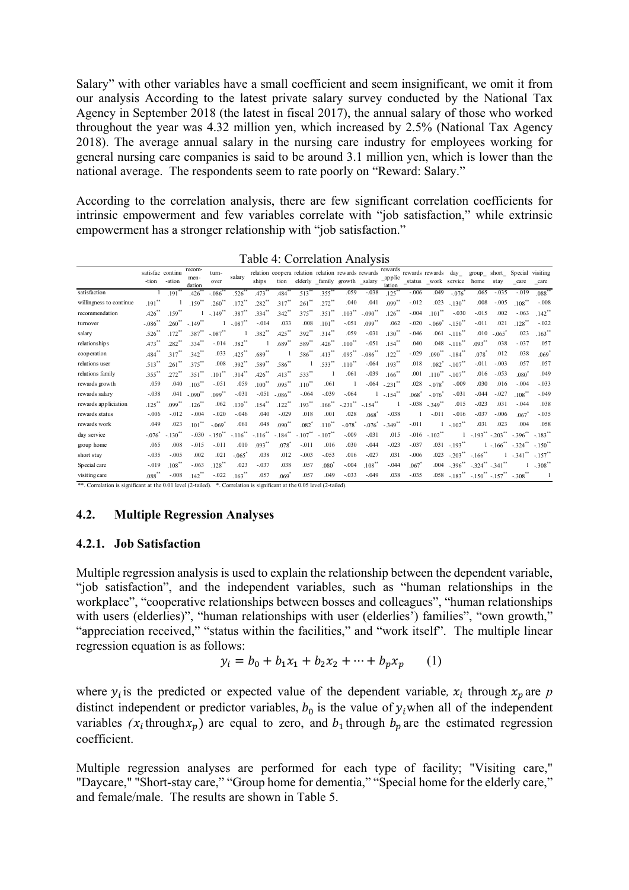Salary" with other variables have a small coefficient and seem insignificant, we omit it from our analysis According to the latest private salary survey conducted by the National Tax Agency in September 2018 (the latest in fiscal 2017), the annual salary of those who worked throughout the year was 4.32 million yen, which increased by 2.5% (National Tax Agency 2018). The average annual salary in the nursing care industry for employees working for general nursing care companies is said to be around 3.1 million yen, which is lower than the national average. The respondents seem to rate poorly on "Reward: Salary."

According to the correlation analysis, there are few significant correlation coefficients for intrinsic empowerment and few variables correlate with "job satisfaction," while extrinsic empowerment has a stronger relationship with "job satisfaction."

Table 4: Correlation Analysis

| | satisfac-tion | continu-ation | recom-men-dation | turn-over | salary | relation ships | coopera tion | relation elderly | relation _family | rewards growth | rewards _salary | rewards _applic iation | rewards _status | rewards _work | day_ service | group_ home | short_ stay | Special _care | visiting _care |
|---|---|---|---|---|---|---|---|---|---|---|---|---|---|---|---|---|---|---|---|
| satisfaction | 1 | .191** | .426** | -.086** | .526** | .473** | .484** | .513** | .355** | .059 | -.038 | .125** | -.006 | .049 | -.076* | .065 | -.035 | -.019 | .088** |
| willingness to continue | .191** | 1 | .159** | .260** | .172** | .282** | .317** | .261** | .272** | .040 | .041 | .099** | -.012 | .023 | -.130** | .008 | -.005 | .108** | -.008 |
| recommendation | .426** | .159** | 1 | -.149** | .387** | .334** | .342** | .375** | .351** | .103** | -.090** | .126** | -.004 | .101** | -.030 | -.015 | .002 | -.063 | .142** |
| turnover | -.086** | .260** | -.149** | 1 | -.087** | -.014 | .033 | .008 | .101** | -.051 | .099** | .062 | -.020 | -.069* | -.150** | -.011 | .021 | .128** | -.022 |
| salary | .526** | .172** | .387** | -.087** | 1 | .382** | .425** | .392** | .314** | .059 | -.031 | .130** | -.046 | .061 | -.116** | .010 | -.065* | .023 | .163** |
| relationships | .473** | .282** | .334** | -.014 | .382** | 1 | .689** | .589** | .426** | .100** | -.051 | .154** | .040 | .048 | -.116** | .093** | .038 | -.037 | .057 |
| cooperation | .484** | .317** | .342** | .033 | .425** | .689** | 1 | .586** | .413** | .095** | -.086** | .122** | -.029 | .090** | -.184** | .078* | .012 | .038 | .069* |
| relations user | .513** | .261** | .375** | .008 | .392** | .589** | .586** | 1 | .533** | .110** | -.064 | .193** | .018 | .082* | -.107** | -.011 | -.003 | .057 | .057 |
| relations family | .355** | .272** | .351** | .101** | .314** | .426** | .413** | .533** | 1 | .061 | -.039 | .166** | .001 | .110** | -.107** | .016 | -.053 | .080* | .049 |
| rewards growth | .059 | .040 | .103** | -.051 | .059 | .100** | .095** | .110** | .061 | 1 | -.064 | -.231** | .028 | -.078* | -.009 | .030 | .016 | -.004 | -.033 |
| rewards salary | -.038 | .041 | -.090** | .099** | -.031 | -.051 | -.086** | -.064 | -.039 | -.064 | 1 | -.154** | .068* | -.076* | -.031 | -.044 | -.027 | .108** | -.049 |
| rewards appliciation | .125** | .099** | .126** | .062 | .130** | .154** | .122** | .193** | .166** | -.231** | -.154** | 1 | -.038 | -.349** | .015 | -.023 | .031 | -.044 | .038 |
| rewards status | -.006 | -.012 | -.004 | -.020 | -.046 | .040 | -.029 | .018 | .001 | .028 | .068* | -.038 | 1 | -.011 | -.016 | -.037 | -.006 | .067* | -.035 |
| rewards work | .049 | .023 | .101** | -.069* | .061 | .048 | .090** | .082* | .110** | -.078* | -.076* | -.349** | -.011 | 1 | -.102** | .031 | .023 | .004 | .058 |
| day service | -.076* | -.130** | -.030 | -.150** | -.116** | -.116** | -.184** | -.107** | -.107** | -.009 | -.031 | .015 | -.016 | -.102** | 1 | -.193** | -.203** | -.396** | -.183** |
| group home | .065 | .008 | -.015 | -.011 | .010 | .093** | .078* | -.011 | .016 | .030 | -.044 | -.023 | -.037 | .031 | -.193** | 1 | -.166** | -.324** | -.150** |
| short stay | -.035 | -.005 | .002 | .021 | -.065* | .038 | .012 | -.003 | -.053 | .016 | -.027 | .031 | -.006 | .023 | -.203** | -.166** | 1 | -.341** | -.157** |
| Special care | -.019 | .108** | -.063 | .128** | .023 | -.037 | .038 | .057 | .080* | -.004 | .108** | -.044 | .067* | .004 | -.396** | -.324** | -.341** | 1 | -.308** |
| visiting care | .088** | -.008 | .142** | -.022 | .163** | .057 | .069* | .057 | .049 | -.033 | -.049 | .038 | -.035 | .058 | -.183** | -.150** | -.157** | -.308** | 1 |

**. Correlation is significant at the 0.01 level (2-tailed). *. Correlation is significant at the 0.05 level (2-tailed).

## 4.2. Multiple Regression Analyses

### 4.2.1. Job Satisfaction

Multiple regression analysis is used to explain the relationship between the dependent variable, "job satisfaction", and the independent variables, such as "human relationships in the workplace", "cooperative relationships between bosses and colleagues", "human relationships with users (elderlies)", "human relationships with user (elderlies') families", "own growth," "appreciation received," "status within the facilities," and "work itself". The multiple linear regression equation is as follows:

$$y_i = b_0 + b_1x_1 + b_2x_2 + \cdots + b_px_p \qquad (1)$$

where $y_i$ is the predicted or expected value of the dependent variable, $x_i$ through $x_p$ are $p$ distinct independent or predictor variables, $b_0$ is the value of $y_i$ when all of the independent variables ($x_i$ through $x_p$) are equal to zero, and $b_1$ through $b_p$ are the estimated regression coefficient.

Multiple regression analyses are performed for each type of facility; "Visiting care," "Daycare," "Short-stay care," "Group home for dementia," "Special home for the elderly care," and female/male. The results are shown in Table 5.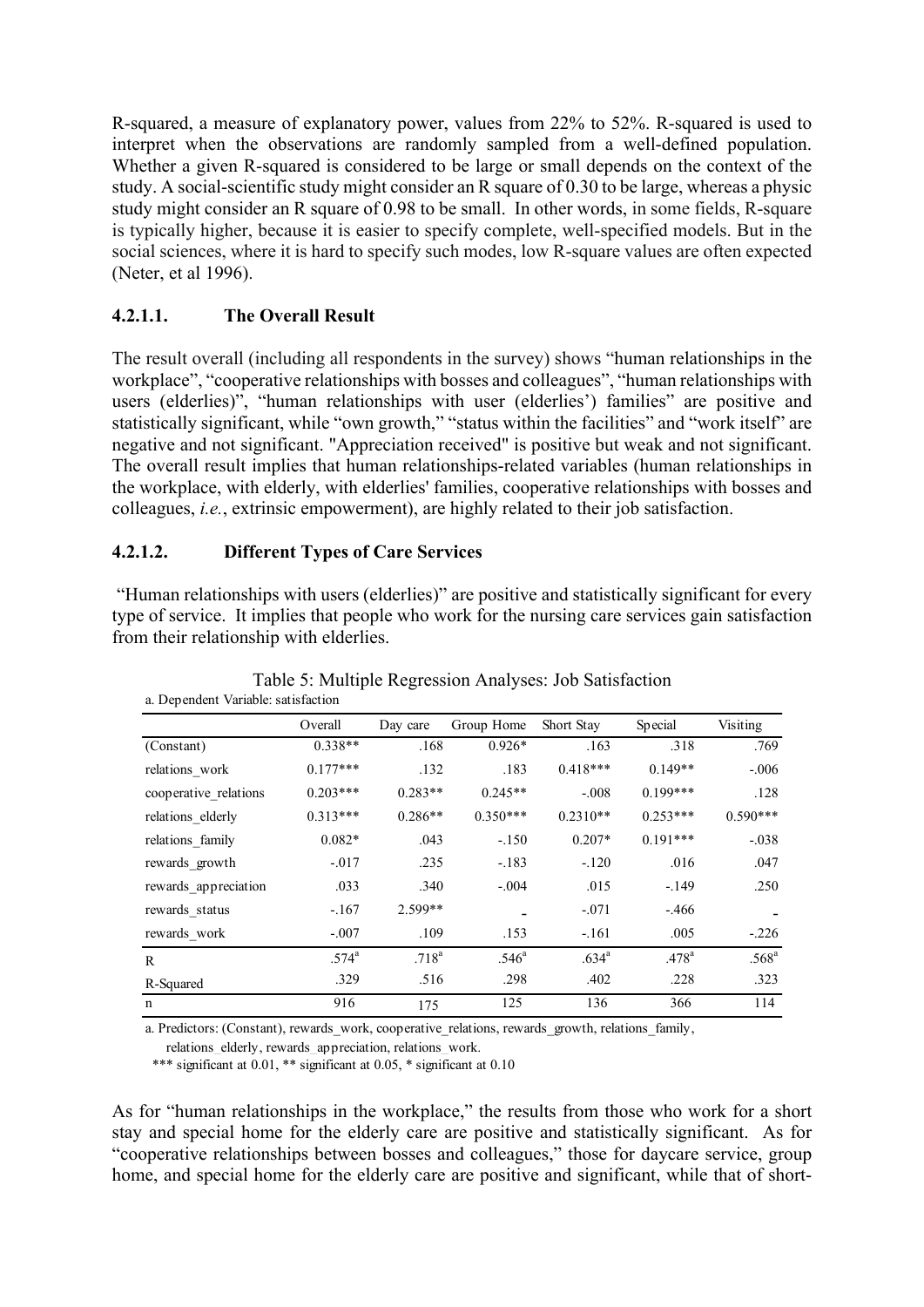R-squared, a measure of explanatory power, values from 22% to 52%. R-squared is used to interpret when the observations are randomly sampled from a well-defined population. Whether a given R-squared is considered to be large or small depends on the context of the study. A social-scientific study might consider an R square of 0.30 to be large, whereas a physic study might consider an R square of 0.98 to be small. In other words, in some fields, R-square is typically higher, because it is easier to specify complete, well-specified models. But in the social sciences, where it is hard to specify such modes, low R-square values are often expected (Neter, et al 1996).

#### 4.2.1.1. The Overall Result

The result overall (including all respondents in the survey) shows "human relationships in the workplace", "cooperative relationships with bosses and colleagues", "human relationships with users (elderlies)", "human relationships with user (elderlies') families" are positive and statistically significant, while "own growth," "status within the facilities" and "work itself" are negative and not significant. "Appreciation received" is positive but weak and not significant. The overall result implies that human relationships-related variables (human relationships in the workplace, with elderly, with elderlies' families, cooperative relationships with bosses and colleagues, *i.e.*, extrinsic empowerment), are highly related to their job satisfaction.

#### 4.2.1.2. Different Types of Care Services

"Human relationships with users (elderlies)" are positive and statistically significant for every type of service. It implies that people who work for the nursing care services gain satisfaction from their relationship with elderlies.

Table 5: Multiple Regression Analyses: Job Satisfaction

a. Dependent Variable: satisfaction

| | Overall | Day care | Group Home | Short Stay | Special | Visiting |
|---|---|---|---|---|---|---|
| (Constant) | 0.338** | .168 | 0.926* | .163 | .318 | .769 |
| relations_work | 0.177*** | .132 | .183 | 0.418*** | 0.149** | -.006 |
| cooperative_relations | 0.203*** | 0.283** | 0.245** | -.008 | 0.199*** | .128 |
| relations_elderly | 0.313*** | 0.286** | 0.350*** | 0.2310** | 0.253*** | 0.590*** |
| relations_family | 0.082* | .043 | -.150 | 0.207* | 0.191*** | -.038 |
| rewards_growth | -.017 | .235 | -.183 | -.120 | .016 | .047 |
| rewards_appreciation | .033 | .340 | -.004 | .015 | -.149 | .250 |
| rewards_status | -.167 | 2.599** | - | -.071 | -.466 | - |
| rewards_work | -.007 | .109 | .153 | -.161 | .005 | -.226 |
| R | .574[a] | .718[a] | .546[a] | .634[a] | .478[a] | .568[a] |
| R-Squared | .329 | .516 | .298 | .402 | .228 | .323 |
| n | 916 | 175 | 125 | 136 | 366 | 114 |

a. Predictors: (Constant), rewards_work, cooperative_relations, rewards_growth, relations_family, relations_elderly, rewards_appreciation, relations_work.

*** significant at 0.01, ** significant at 0.05, * significant at 0.10

As for "human relationships in the workplace," the results from those who work for a short stay and special home for the elderly care are positive and statistically significant. As for "cooperative relationships between bosses and colleagues," those for daycare service, group home, and special home for the elderly care are positive and significant, while that of short-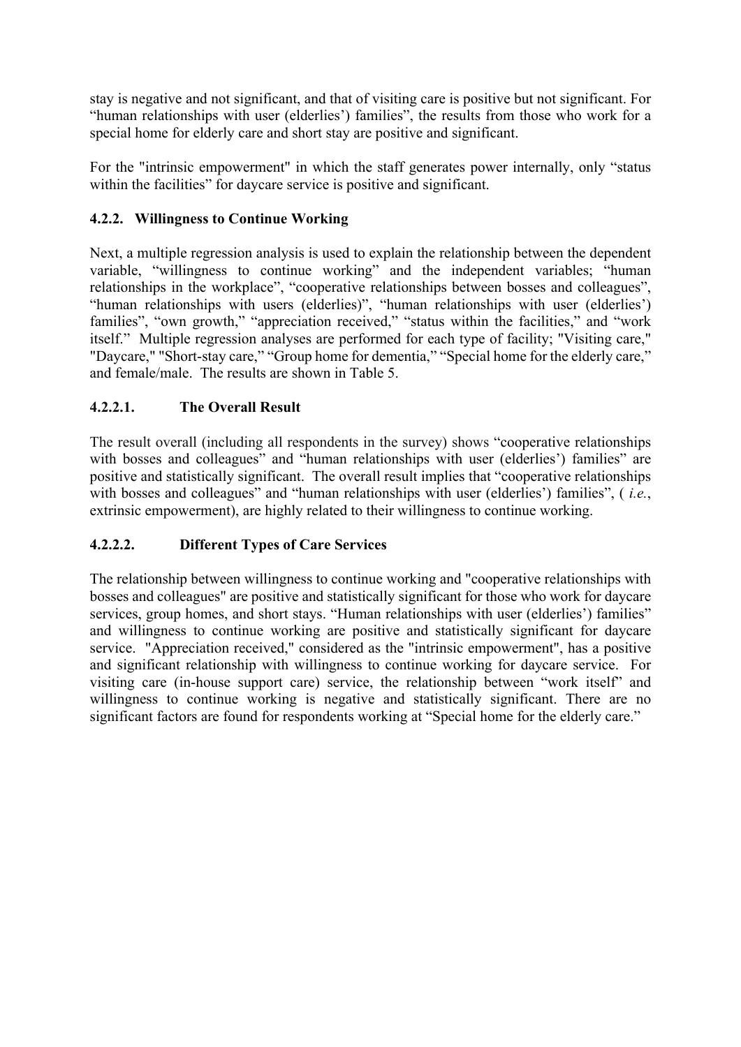stay is negative and not significant, and that of visiting care is positive but not significant. For "human relationships with user (elderlies') families", the results from those who work for a special home for elderly care and short stay are positive and significant.

For the "intrinsic empowerment" in which the staff generates power internally, only "status within the facilities" for daycare service is positive and significant.

### 4.2.2. Willingness to Continue Working

Next, a multiple regression analysis is used to explain the relationship between the dependent variable, "willingness to continue working" and the independent variables; "human relationships in the workplace", "cooperative relationships between bosses and colleagues", "human relationships with users (elderlies)", "human relationships with user (elderlies') families", "own growth," "appreciation received," "status within the facilities," and "work itself." Multiple regression analyses are performed for each type of facility; "Visiting care," "Daycare," "Short-stay care," "Group home for dementia," "Special home for the elderly care," and female/male. The results are shown in Table 5.

#### 4.2.2.1. The Overall Result

The result overall (including all respondents in the survey) shows "cooperative relationships with bosses and colleagues" and "human relationships with user (elderlies') families" are positive and statistically significant. The overall result implies that "cooperative relationships with bosses and colleagues" and "human relationships with user (elderlies') families", ( *i.e.*, extrinsic empowerment), are highly related to their willingness to continue working.

#### 4.2.2.2. Different Types of Care Services

The relationship between willingness to continue working and "cooperative relationships with bosses and colleagues" are positive and statistically significant for those who work for daycare services, group homes, and short stays. "Human relationships with user (elderlies') families" and willingness to continue working are positive and statistically significant for daycare service. "Appreciation received," considered as the "intrinsic empowerment", has a positive and significant relationship with willingness to continue working for daycare service. For visiting care (in-house support care) service, the relationship between "work itself" and willingness to continue working is negative and statistically significant. There are no significant factors are found for respondents working at "Special home for the elderly care."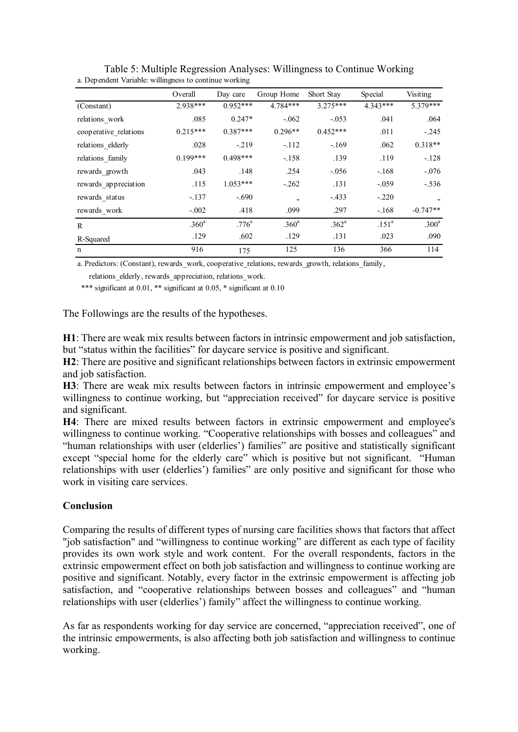Table 5: Multiple Regression Analyses: Willingness to Continue Working

a. Dependent Variable: willingness to continue working

| | Overall | Day care | Group Home | Short Stay | Special | Visiting |
|---|---|---|---|---|---|---|
| (Constant) | 2.938*** | 0.952*** | 4.784*** | 3.275*** | 4.343*** | 5.379*** |
| relations_work | .085 | 0.247* | -.062 | -.053 | .041 | .064 |
| cooperative_relations | 0.215*** | 0.387*** | 0.296** | 0.452*** | .011 | -.245 |
| relations_elderly | .028 | -.219 | -.112 | -.169 | .062 | 0.318** |
| relations_family | 0.199*** | 0.498*** | -.158 | .139 | .119 | -.128 |
| rewards_growth | .043 | .148 | .254 | -.056 | -.168 | -.076 |
| rewards_appreciation | .115 | 1.053*** | -.262 | .131 | -.059 | -.536 |
| rewards_status | -.137 | -.690 | - | -.433 | -.220 | - |
| rewards_work | -.002 | .418 | .099 | .297 | -.168 | -0.747** |
| R | .360[a] | .776[a] | .360[a] | .362[a] | .151[a] | .300[a] |
| R-Squared | .129 | .602 | .129 | .131 | .023 | .090 |
| n | 916 | 175 | 125 | 136 | 366 | 114 |

a. Predictors: (Constant), rewards_work, cooperative_relations, rewards_growth, relations_family, relations_elderly, rewards_appreciation, relations_work.

*** significant at 0.01, ** significant at 0.05, * significant at 0.10

The Followings are the results of the hypotheses.

**H1**: There are weak mix results between factors in intrinsic empowerment and job satisfaction, but "status within the facilities" for daycare service is positive and significant.

**H2**: There are positive and significant relationships between factors in extrinsic empowerment and job satisfaction.

**H3**: There are weak mix results between factors in intrinsic empowerment and employee's willingness to continue working, but "appreciation received" for daycare service is positive and significant.

**H4**: There are mixed results between factors in extrinsic empowerment and employee's willingness to continue working. "Cooperative relationships with bosses and colleagues" and "human relationships with user (elderlies') families" are positive and statistically significant except "special home for the elderly care" which is positive but not significant. "Human relationships with user (elderlies') families" are only positive and significant for those who work in visiting care services.

## Conclusion

Comparing the results of different types of nursing care facilities shows that factors that affect "job satisfaction" and "willingness to continue working" are different as each type of facility provides its own work style and work content. For the overall respondents, factors in the extrinsic empowerment effect on both job satisfaction and willingness to continue working are positive and significant. Notably, every factor in the extrinsic empowerment is affecting job satisfaction, and "cooperative relationships between bosses and colleagues" and "human relationships with user (elderlies') family" affect the willingness to continue working.

As far as respondents working for day service are concerned, "appreciation received", one of the intrinsic empowerments, is also affecting both job satisfaction and willingness to continue working.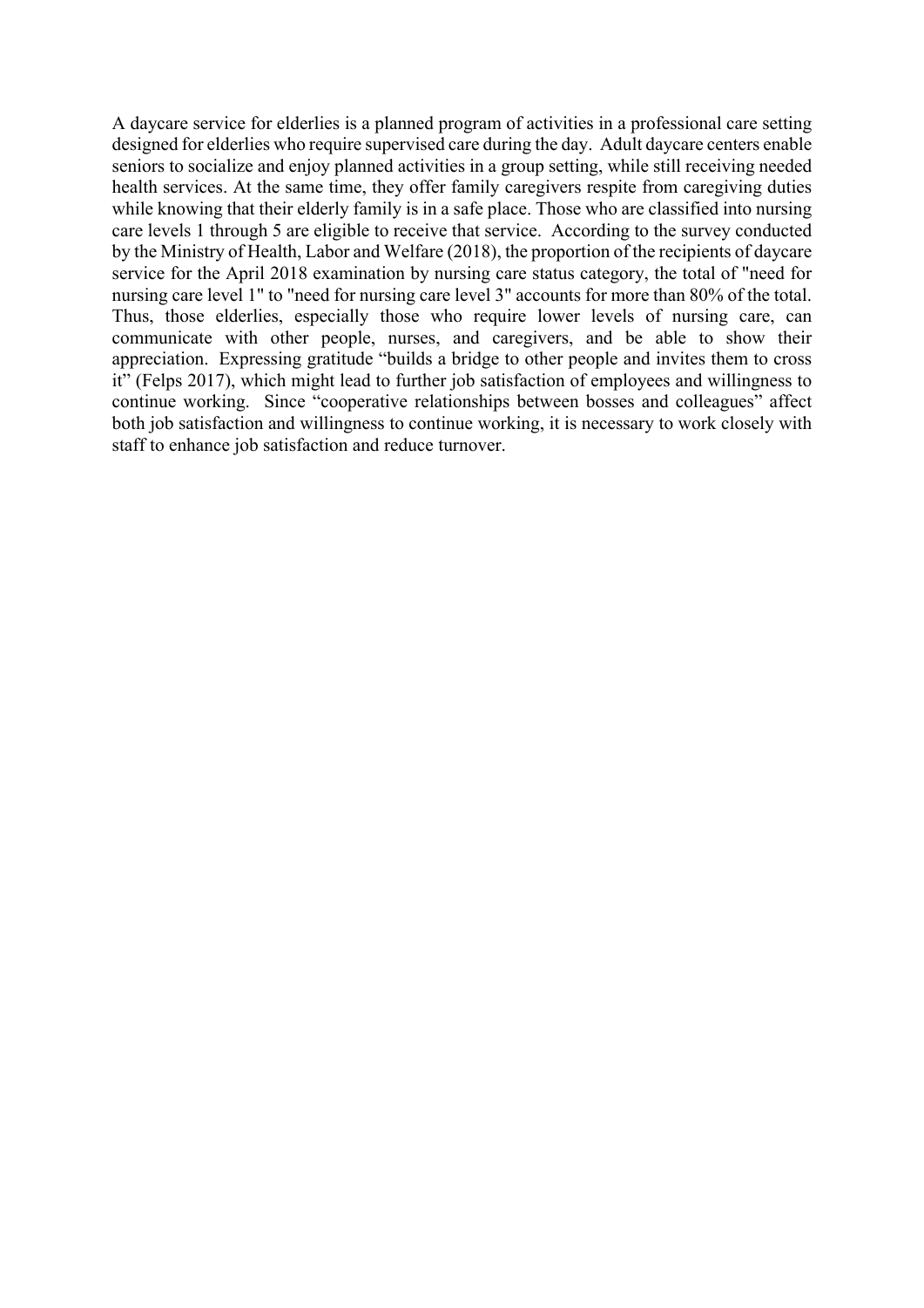A daycare service for elderlies is a planned program of activities in a professional care setting designed for elderlies who require supervised care during the day. Adult daycare centers enable seniors to socialize and enjoy planned activities in a group setting, while still receiving needed health services. At the same time, they offer family caregivers respite from caregiving duties while knowing that their elderly family is in a safe place. Those who are classified into nursing care levels 1 through 5 are eligible to receive that service. According to the survey conducted by the Ministry of Health, Labor and Welfare (2018), the proportion of the recipients of daycare service for the April 2018 examination by nursing care status category, the total of "need for nursing care level 1" to "need for nursing care level 3" accounts for more than 80% of the total. Thus, those elderlies, especially those who require lower levels of nursing care, can communicate with other people, nurses, and caregivers, and be able to show their appreciation. Expressing gratitude "builds a bridge to other people and invites them to cross it" (Felps 2017), which might lead to further job satisfaction of employees and willingness to continue working. Since "cooperative relationships between bosses and colleagues" affect both job satisfaction and willingness to continue working, it is necessary to work closely with staff to enhance job satisfaction and reduce turnover.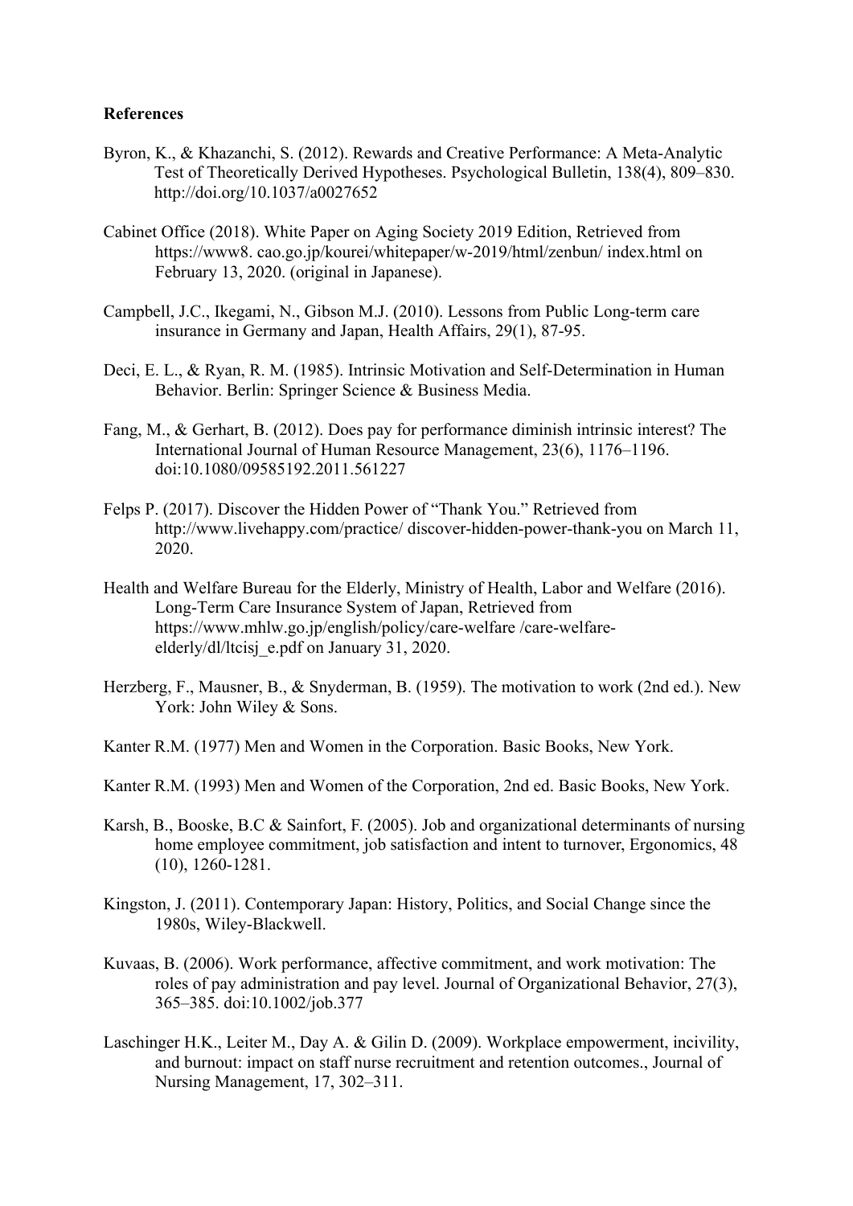**References**

Byron, K., & Khazanchi, S. (2012). Rewards and Creative Performance: A Meta-Analytic Test of Theoretically Derived Hypotheses. Psychological Bulletin, 138(4), 809–830. http://doi.org/10.1037/a0027652

Cabinet Office (2018). White Paper on Aging Society 2019 Edition, Retrieved from https://www8. cao.go.jp/kourei/whitepaper/w-2019/html/zenbun/ index.html on February 13, 2020. (original in Japanese).

Campbell, J.C., Ikegami, N., Gibson M.J. (2010). Lessons from Public Long-term care insurance in Germany and Japan, Health Affairs, 29(1), 87-95.

Deci, E. L., & Ryan, R. M. (1985). Intrinsic Motivation and Self-Determination in Human Behavior. Berlin: Springer Science & Business Media.

Fang, M., & Gerhart, B. (2012). Does pay for performance diminish intrinsic interest? The International Journal of Human Resource Management, 23(6), 1176–1196. doi:10.1080/09585192.2011.561227

Felps P. (2017). Discover the Hidden Power of "Thank You." Retrieved from http://www.livehappy.com/practice/ discover-hidden-power-thank-you on March 11, 2020.

Health and Welfare Bureau for the Elderly, Ministry of Health, Labor and Welfare (2016). Long-Term Care Insurance System of Japan, Retrieved from https://www.mhlw.go.jp/english/policy/care-welfare /care-welfare-elderly/dl/ltcisj_e.pdf on January 31, 2020.

Herzberg, F., Mausner, B., & Snyderman, B. (1959). The motivation to work (2nd ed.). New York: John Wiley & Sons.

Kanter R.M. (1977) Men and Women in the Corporation. Basic Books, New York.

Kanter R.M. (1993) Men and Women of the Corporation, 2nd ed. Basic Books, New York.

Karsh, B., Booske, B.C & Sainfort, F. (2005). Job and organizational determinants of nursing home employee commitment, job satisfaction and intent to turnover, Ergonomics, 48 (10), 1260-1281.

Kingston, J. (2011). Contemporary Japan: History, Politics, and Social Change since the 1980s, Wiley-Blackwell.

Kuvaas, B. (2006). Work performance, affective commitment, and work motivation: The roles of pay administration and pay level. Journal of Organizational Behavior, 27(3), 365–385. doi:10.1002/job.377

Laschinger H.K., Leiter M., Day A. & Gilin D. (2009). Workplace empowerment, incivility, and burnout: impact on staff nurse recruitment and retention outcomes., Journal of Nursing Management, 17, 302–311.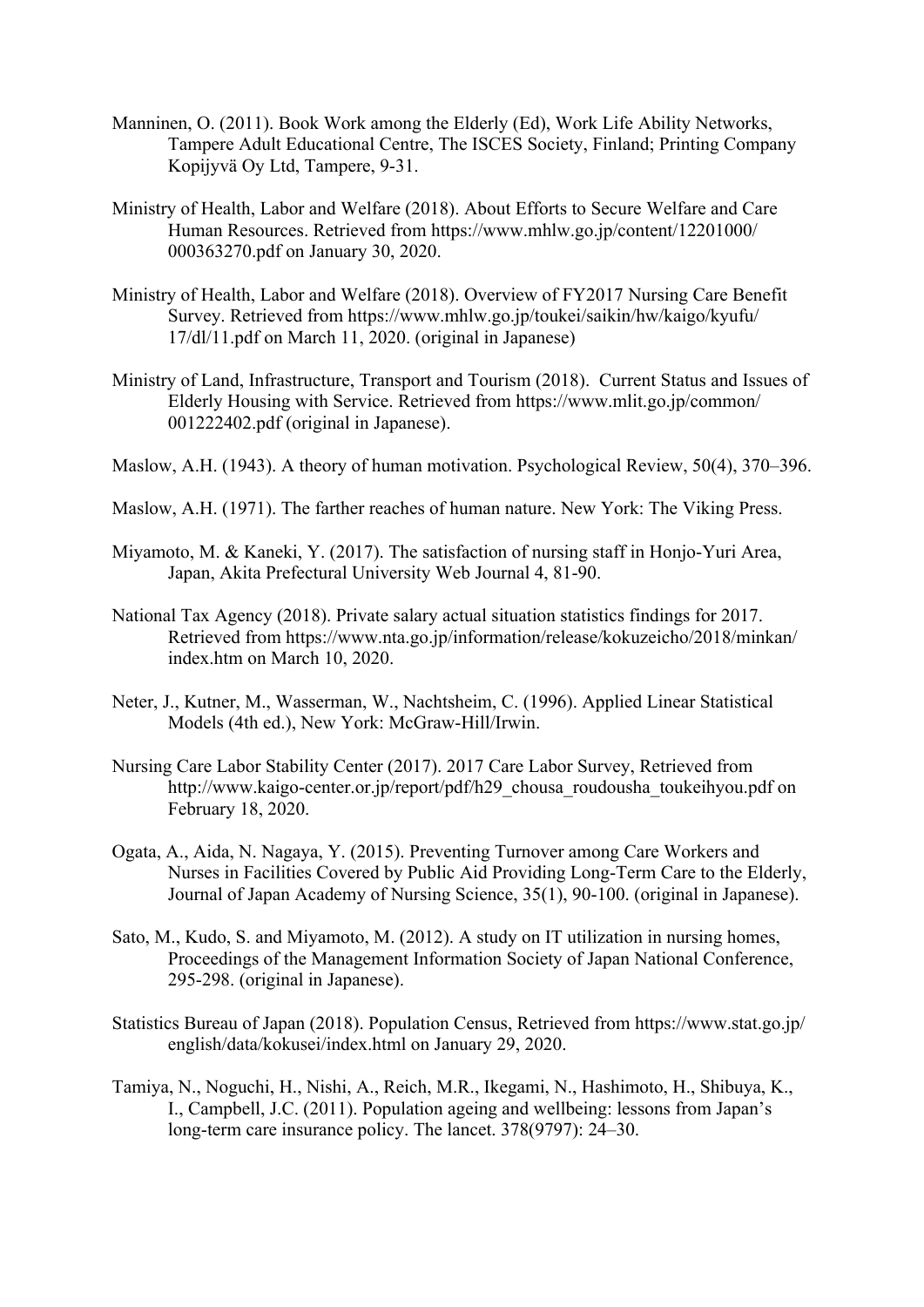Manninen, O. (2011). Book Work among the Elderly (Ed), Work Life Ability Networks, Tampere Adult Educational Centre, The ISCES Society, Finland; Printing Company Kopijyvä Oy Ltd, Tampere, 9-31.

Ministry of Health, Labor and Welfare (2018). About Efforts to Secure Welfare and Care Human Resources. Retrieved from https://www.mhlw.go.jp/content/12201000/000363270.pdf on January 30, 2020.

Ministry of Health, Labor and Welfare (2018). Overview of FY2017 Nursing Care Benefit Survey. Retrieved from https://www.mhlw.go.jp/toukei/saikin/hw/kaigo/kyufu/17/dl/11.pdf on March 11, 2020. (original in Japanese)

Ministry of Land, Infrastructure, Transport and Tourism (2018). Current Status and Issues of Elderly Housing with Service. Retrieved from https://www.mlit.go.jp/common/001222402.pdf (original in Japanese).

Maslow, A.H. (1943). A theory of human motivation. Psychological Review, 50(4), 370–396.

Maslow, A.H. (1971). The farther reaches of human nature. New York: The Viking Press.

Miyamoto, M. & Kaneki, Y. (2017). The satisfaction of nursing staff in Honjo-Yuri Area, Japan, Akita Prefectural University Web Journal 4, 81-90.

National Tax Agency (2018). Private salary actual situation statistics findings for 2017. Retrieved from https://www.nta.go.jp/information/release/kokuzeicho/2018/minkan/index.htm on March 10, 2020.

Neter, J., Kutner, M., Wasserman, W., Nachtsheim, C. (1996). Applied Linear Statistical Models (4th ed.), New York: McGraw-Hill/Irwin.

Nursing Care Labor Stability Center (2017). 2017 Care Labor Survey, Retrieved from http://www.kaigo-center.or.jp/report/pdf/h29_chousa_roudousha_toukeihyou.pdf on February 18, 2020.

Ogata, A., Aida, N. Nagaya, Y. (2015). Preventing Turnover among Care Workers and Nurses in Facilities Covered by Public Aid Providing Long-Term Care to the Elderly, Journal of Japan Academy of Nursing Science, 35(1), 90-100. (original in Japanese).

Sato, M., Kudo, S. and Miyamoto, M. (2012). A study on IT utilization in nursing homes, Proceedings of the Management Information Society of Japan National Conference, 295-298. (original in Japanese).

Statistics Bureau of Japan (2018). Population Census, Retrieved from https://www.stat.go.jp/english/data/kokusei/index.html on January 29, 2020.

Tamiya, N., Noguchi, H., Nishi, A., Reich, M.R., Ikegami, N., Hashimoto, H., Shibuya, K., I., Campbell, J.C. (2011). Population ageing and wellbeing: lessons from Japan's long-term care insurance policy. The lancet. 378(9797): 24–30.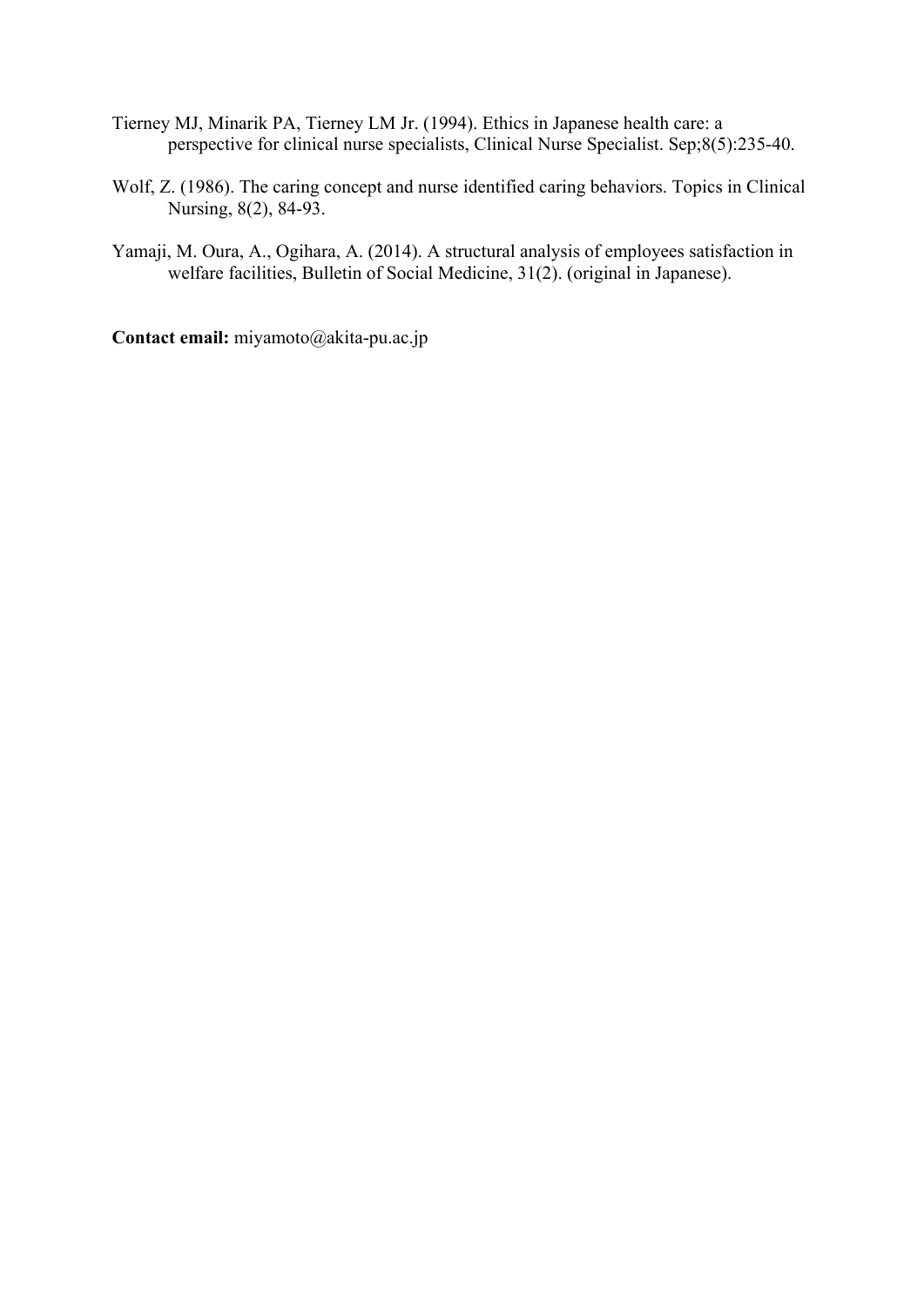Tierney MJ, Minarik PA, Tierney LM Jr. (1994). Ethics in Japanese health care: a perspective for clinical nurse specialists, Clinical Nurse Specialist. Sep;8(5):235-40.

Wolf, Z. (1986). The caring concept and nurse identified caring behaviors. Topics in Clinical Nursing, 8(2), 84-93.

Yamaji, M. Oura, A., Ogihara, A. (2014). A structural analysis of employees satisfaction in welfare facilities, Bulletin of Social Medicine, 31(2). (original in Japanese).

**Contact email:** miyamoto@akita-pu.ac.jp